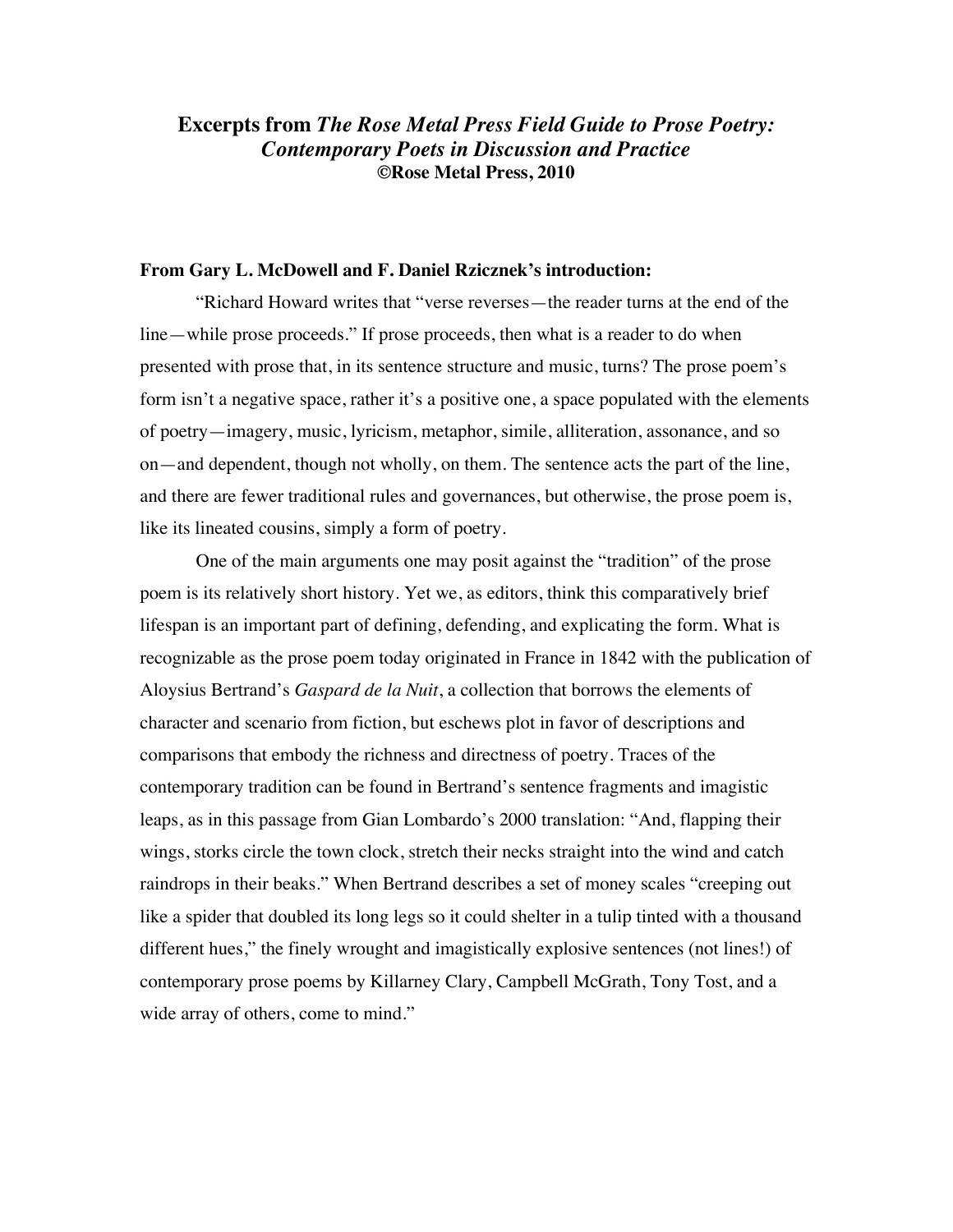# Excerpts from *The Rose Metal Press Field Guide to Prose Poetry: Contemporary Poets in Discussion and Practice*
**©Rose Metal Press, 2010**

**From Gary L. McDowell and F. Daniel Rzicznek's introduction:**

"Richard Howard writes that "verse reverses—the reader turns at the end of the line—while prose proceeds." If prose proceeds, then what is a reader to do when presented with prose that, in its sentence structure and music, turns? The prose poem's form isn't a negative space, rather it's a positive one, a space populated with the elements of poetry—imagery, music, lyricism, metaphor, simile, alliteration, assonance, and so on—and dependent, though not wholly, on them. The sentence acts the part of the line, and there are fewer traditional rules and governances, but otherwise, the prose poem is, like its lineated cousins, simply a form of poetry.

One of the main arguments one may posit against the "tradition" of the prose poem is its relatively short history. Yet we, as editors, think this comparatively brief lifespan is an important part of defining, defending, and explicating the form. What is recognizable as the prose poem today originated in France in 1842 with the publication of Aloysius Bertrand's *Gaspard de la Nuit*, a collection that borrows the elements of character and scenario from fiction, but eschews plot in favor of descriptions and comparisons that embody the richness and directness of poetry. Traces of the contemporary tradition can be found in Bertrand's sentence fragments and imagistic leaps, as in this passage from Gian Lombardo's 2000 translation: "And, flapping their wings, storks circle the town clock, stretch their necks straight into the wind and catch raindrops in their beaks." When Bertrand describes a set of money scales "creeping out like a spider that doubled its long legs so it could shelter in a tulip tinted with a thousand different hues," the finely wrought and imagistically explosive sentences (not lines!) of contemporary prose poems by Killarney Clary, Campbell McGrath, Tony Tost, and a wide array of others, come to mind."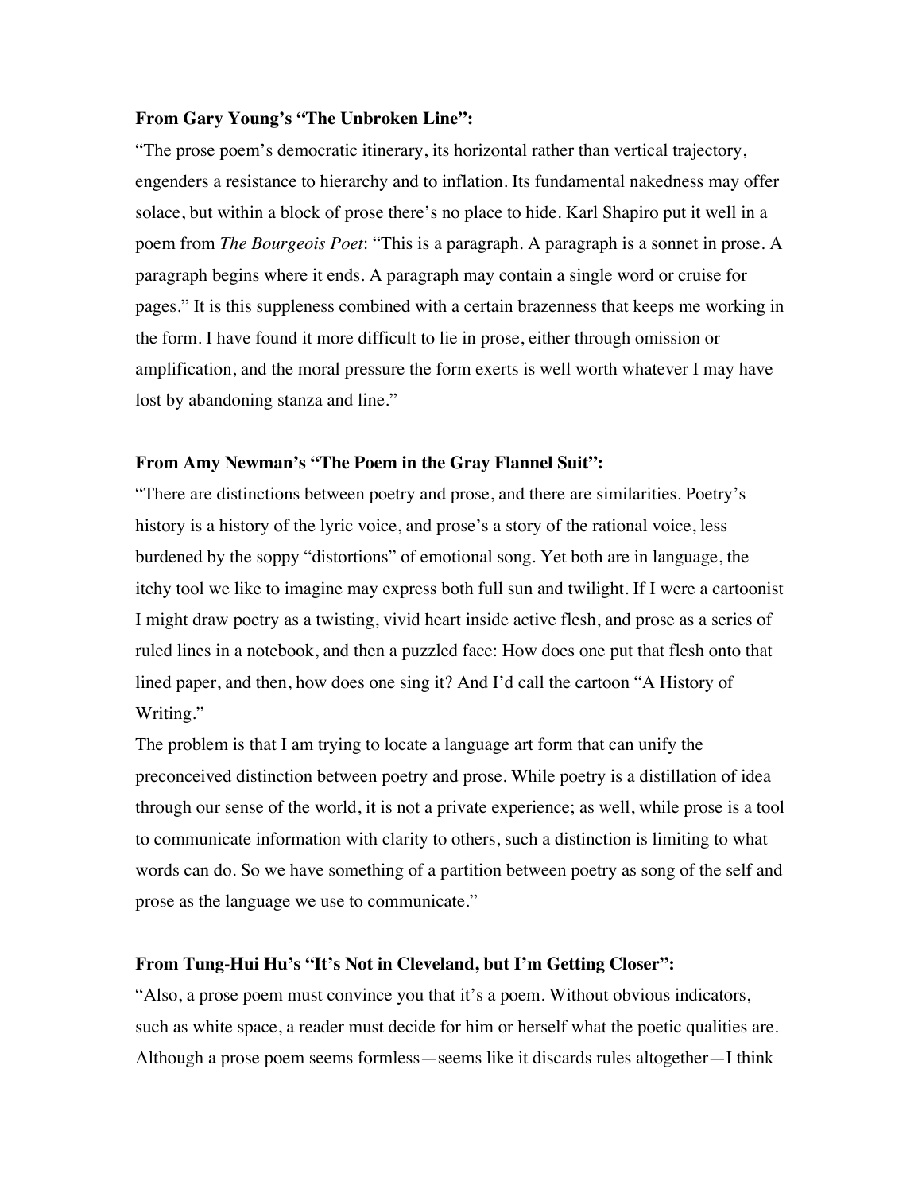**From Gary Young's "The Unbroken Line":**

"The prose poem's democratic itinerary, its horizontal rather than vertical trajectory, engenders a resistance to hierarchy and to inflation. Its fundamental nakedness may offer solace, but within a block of prose there's no place to hide. Karl Shapiro put it well in a poem from *The Bourgeois Poet*: "This is a paragraph. A paragraph is a sonnet in prose. A paragraph begins where it ends. A paragraph may contain a single word or cruise for pages." It is this suppleness combined with a certain brazenness that keeps me working in the form. I have found it more difficult to lie in prose, either through omission or amplification, and the moral pressure the form exerts is well worth whatever I may have lost by abandoning stanza and line."

**From Amy Newman's "The Poem in the Gray Flannel Suit":**

"There are distinctions between poetry and prose, and there are similarities. Poetry's history is a history of the lyric voice, and prose's a story of the rational voice, less burdened by the soppy "distortions" of emotional song. Yet both are in language, the itchy tool we like to imagine may express both full sun and twilight. If I were a cartoonist I might draw poetry as a twisting, vivid heart inside active flesh, and prose as a series of ruled lines in a notebook, and then a puzzled face: How does one put that flesh onto that lined paper, and then, how does one sing it? And I'd call the cartoon "A History of Writing."

The problem is that I am trying to locate a language art form that can unify the preconceived distinction between poetry and prose. While poetry is a distillation of idea through our sense of the world, it is not a private experience; as well, while prose is a tool to communicate information with clarity to others, such a distinction is limiting to what words can do. So we have something of a partition between poetry as song of the self and prose as the language we use to communicate."

**From Tung-Hui Hu's "It's Not in Cleveland, but I'm Getting Closer":**

"Also, a prose poem must convince you that it's a poem. Without obvious indicators, such as white space, a reader must decide for him or herself what the poetic qualities are. Although a prose poem seems formless—seems like it discards rules altogether—I think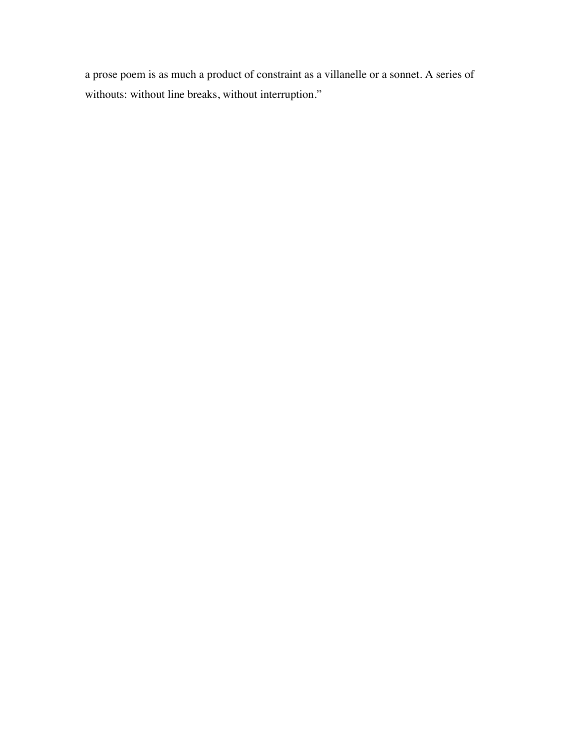a prose poem is as much a product of constraint as a villanelle or a sonnet. A series of withouts: without line breaks, without interruption."